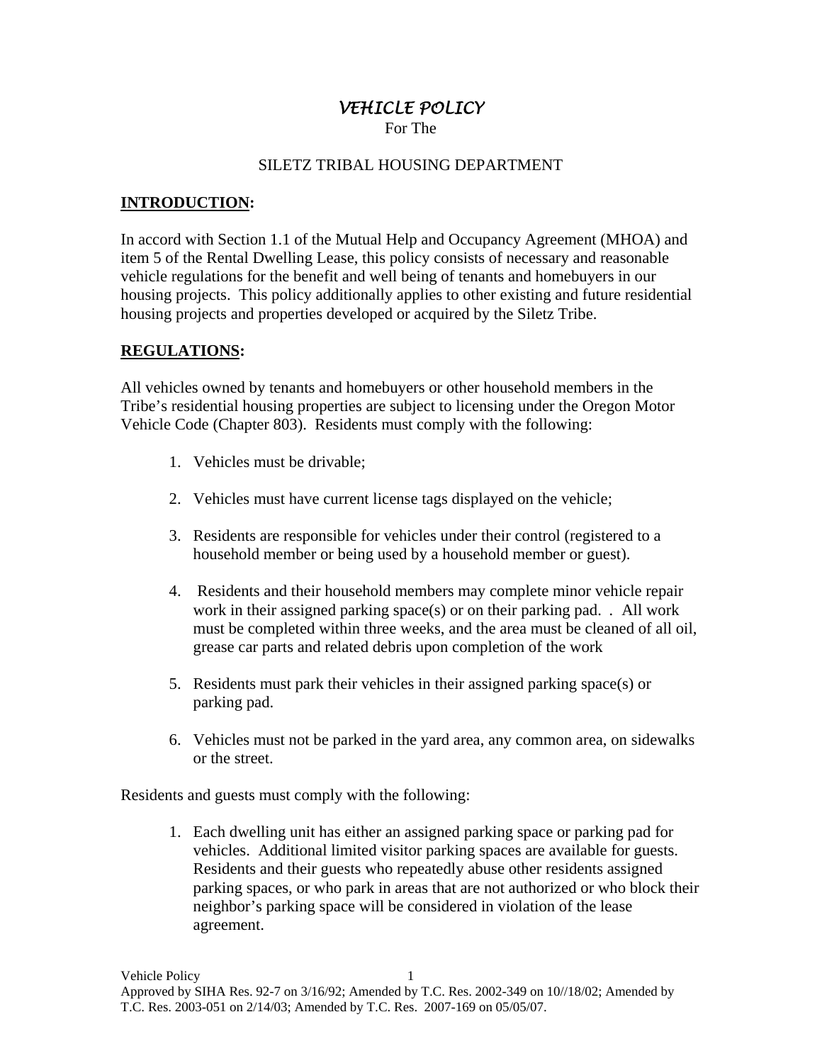# *VEHICLE POLICY*

For The

SILETZ TRIBAL HOUSING DEPARTMENT

## **INTRODUCTION:**

In accord with Section 1.1 of the Mutual Help and Occupancy Agreement (MHOA) and item 5 of the Rental Dwelling Lease, this policy consists of necessary and reasonable vehicle regulations for the benefit and well being of tenants and homebuyers in our housing projects. This policy additionally applies to other existing and future residential housing projects and properties developed or acquired by the Siletz Tribe.

## **REGULATIONS:**

All vehicles owned by tenants and homebuyers or other household members in the Tribe's residential housing properties are subject to licensing under the Oregon Motor Vehicle Code (Chapter 803). Residents must comply with the following:

1. Vehicles must be drivable;

2. Vehicles must have current license tags displayed on the vehicle;

3. Residents are responsible for vehicles under their control (registered to a household member or being used by a household member or guest).

4. Residents and their household members may complete minor vehicle repair work in their assigned parking space(s) or on their parking pad. . All work must be completed within three weeks, and the area must be cleaned of all oil, grease car parts and related debris upon completion of the work

5. Residents must park their vehicles in their assigned parking space(s) or parking pad.

6. Vehicles must not be parked in the yard area, any common area, on sidewalks or the street.

Residents and guests must comply with the following:

1. Each dwelling unit has either an assigned parking space or parking pad for vehicles. Additional limited visitor parking spaces are available for guests. Residents and their guests who repeatedly abuse other residents assigned parking spaces, or who park in areas that are not authorized or who block their neighbor's parking space will be considered in violation of the lease agreement.

Approved by SIHA Res. 92-7 on 3/16/92; Amended by T.C. Res. 2002-349 on 10//18/02; Amended by T.C. Res. 2003-051 on 2/14/03; Amended by T.C. Res. 2007-169 on 05/05/07.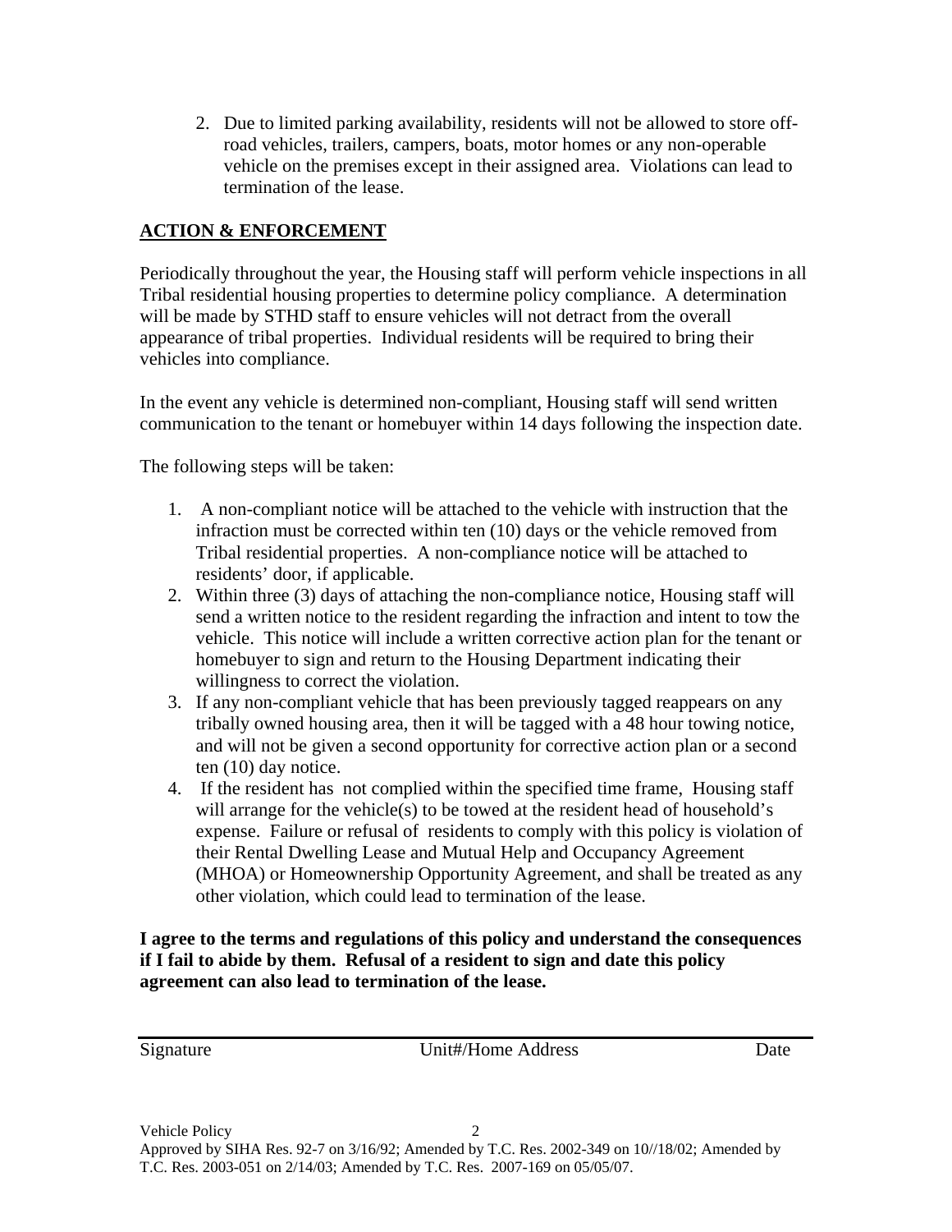2. Due to limited parking availability, residents will not be allowed to store off-road vehicles, trailers, campers, boats, motor homes or any non-operable vehicle on the premises except in their assigned area. Violations can lead to termination of the lease.

## ACTION & ENFORCEMENT

Periodically throughout the year, the Housing staff will perform vehicle inspections in all Tribal residential housing properties to determine policy compliance. A determination will be made by STHD staff to ensure vehicles will not detract from the overall appearance of tribal properties. Individual residents will be required to bring their vehicles into compliance.

In the event any vehicle is determined non-compliant, Housing staff will send written communication to the tenant or homebuyer within 14 days following the inspection date.

The following steps will be taken:

1. A non-compliant notice will be attached to the vehicle with instruction that the infraction must be corrected within ten (10) days or the vehicle removed from Tribal residential properties. A non-compliance notice will be attached to residents' door, if applicable.
2. Within three (3) days of attaching the non-compliance notice, Housing staff will send a written notice to the resident regarding the infraction and intent to tow the vehicle. This notice will include a written corrective action plan for the tenant or homebuyer to sign and return to the Housing Department indicating their willingness to correct the violation.
3. If any non-compliant vehicle that has been previously tagged reappears on any tribally owned housing area, then it will be tagged with a 48 hour towing notice, and will not be given a second opportunity for corrective action plan or a second ten (10) day notice.
4. If the resident has not complied within the specified time frame, Housing staff will arrange for the vehicle(s) to be towed at the resident head of household's expense. Failure or refusal of residents to comply with this policy is violation of their Rental Dwelling Lease and Mutual Help and Occupancy Agreement (MHOA) or Homeownership Opportunity Agreement, and shall be treated as any other violation, which could lead to termination of the lease.

**I agree to the terms and regulations of this policy and understand the consequences if I fail to abide by them. Refusal of a resident to sign and date this policy agreement can also lead to termination of the lease.**

Signature Unit#/Home Address Date

Vehicle Policy

Approved by SIHA Res. 92-7 on 3/16/92; Amended by T.C. Res. 2002-349 on 10//18/02; Amended by T.C. Res. 2003-051 on 2/14/03; Amended by T.C. Res. 2007-169 on 05/05/07.